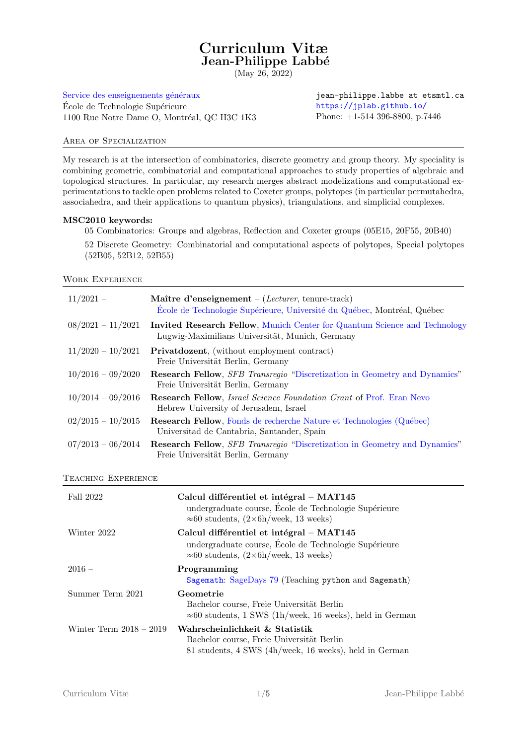# Curriculum Vitæ
## Jean-Philippe Labbé

(May 26, 2022)

Service des enseignements généraux
École de Technologie Supérieure
1100 Rue Notre Dame O, Montréal, QC H3C 1K3

jean-philippe.labbe at etsmtl.ca
https://jplab.github.io/
Phone: +1-514 396-8800, p.7446

## Area of Specialization

My research is at the intersection of combinatorics, discrete geometry and group theory. My speciality is combining geometric, combinatorial and computational approaches to study properties of algebraic and topological structures. In particular, my research merges abstract modelizations and computational experimentations to tackle open problems related to Coxeter groups, polytopes (in particular permutahedra, associahedra, and their applications to quantum physics), triangulations, and simplicial complexes.

**MSC2010 keywords:**

05 Combinatorics: Groups and algebras, Reflection and Coxeter groups (05E15, 20F55, 20B40)

52 Discrete Geometry: Combinatorial and computational aspects of polytopes, Special polytopes (52B05, 52B12, 52B55)

## Work Experience

| | |
|---|---|
| 11/2021 – | **Maître d'enseignement** – (*Lecturer*, tenure-track)<br>École de Technologie Supérieure, Université du Québec, Montréal, Québec |
| 08/2021 – 11/2021 | **Invited Research Fellow**, Munich Center for Quantum Science and Technology<br>Lugwig-Maximilians Universität, Munich, Germany |
| 11/2020 – 10/2021 | **Privatdozent**, (without employment contract)<br>Freie Universität Berlin, Germany |
| 10/2016 – 09/2020 | **Research Fellow**, *SFB Transregio* "Discretization in Geometry and Dynamics"<br>Freie Universität Berlin, Germany |
| 10/2014 – 09/2016 | **Research Fellow**, *Israel Science Foundation Grant* of Prof. Eran Nevo<br>Hebrew University of Jerusalem, Israel |
| 02/2015 – 10/2015 | **Research Fellow**, Fonds de recherche Nature et Technologies (Québec)<br>Universidad de Cantabria, Santander, Spain |
| 07/2013 – 06/2014 | **Research Fellow**, *SFB Transregio* "Discretization in Geometry and Dynamics"<br>Freie Universität Berlin, Germany |

## Teaching Experience

| | |
|---|---|
| Fall 2022 | **Calcul différentiel et intégral – MAT145**<br>undergraduate course, École de Technologie Supérieure<br>≈60 students, (2×6h/week, 13 weeks) |
| Winter 2022 | **Calcul différentiel et intégral – MAT145**<br>undergraduate course, École de Technologie Supérieure<br>≈60 students, (2×6h/week, 13 weeks) |
| 2016 – | **Programming**<br>Sagemath: SageDays 79 (Teaching python and Sagemath) |
| Summer Term 2021 | **Geometrie**<br>Bachelor course, Freie Universität Berlin<br>≈60 students, 1 SWS (1h/week, 16 weeks), held in German |
| Winter Term 2018 – 2019 | **Wahrscheinlichkeit & Statistik**<br>Bachelor course, Freie Universität Berlin<br>81 students, 4 SWS (4h/week, 16 weeks), held in German |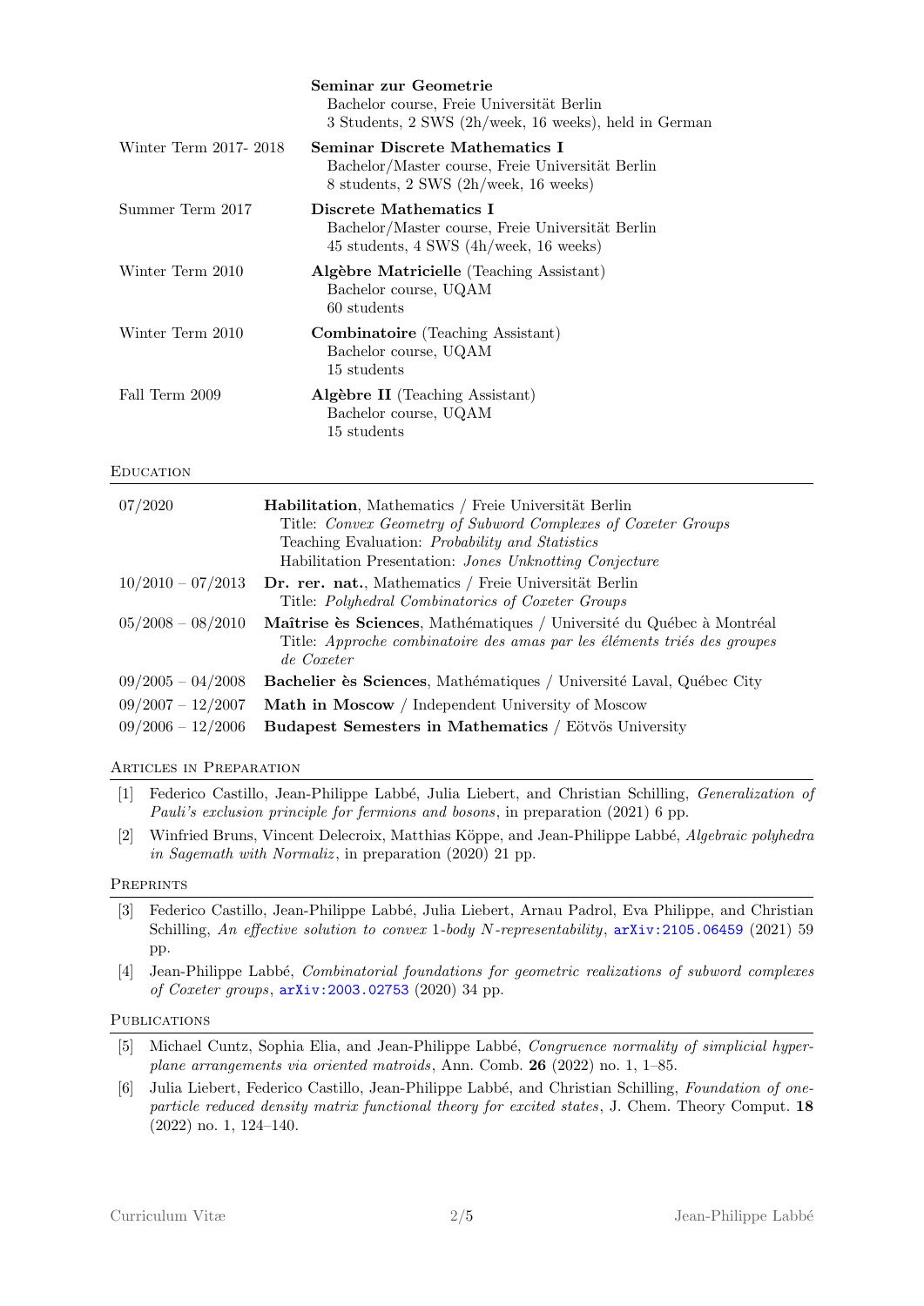| | |
|---|---|
| | **Seminar zur Geometrie**<br>Bachelor course, Freie Universität Berlin<br>3 Students, 2 SWS (2h/week, 16 weeks), held in German |
| Winter Term 2017- 2018 | **Seminar Discrete Mathematics I**<br>Bachelor/Master course, Freie Universität Berlin<br>8 students, 2 SWS (2h/week, 16 weeks) |
| Summer Term 2017 | **Discrete Mathematics I**<br>Bachelor/Master course, Freie Universität Berlin<br>45 students, 4 SWS (4h/week, 16 weeks) |
| Winter Term 2010 | **Algèbre Matricielle** (Teaching Assistant)<br>Bachelor course, UQAM<br>60 students |
| Winter Term 2010 | **Combinatoire** (Teaching Assistant)<br>Bachelor course, UQAM<br>15 students |
| Fall Term 2009 | **Algèbre II** (Teaching Assistant)<br>Bachelor course, UQAM<br>15 students |

## Education

| | |
|---|---|
| 07/2020 | **Habilitation**, Mathematics / Freie Universität Berlin<br>Title: *Convex Geometry of Subword Complexes of Coxeter Groups*<br>Teaching Evaluation: *Probability and Statistics*<br>Habilitation Presentation: *Jones Unknotting Conjecture* |
| 10/2010 – 07/2013 | **Dr. rer. nat.**, Mathematics / Freie Universität Berlin<br>Title: *Polyhedral Combinatorics of Coxeter Groups* |
| 05/2008 – 08/2010 | **Maîtrise ès Sciences**, Mathématiques / Université du Québec à Montréal<br>Title: *Approche combinatoire des amas par les éléments triés des groupes de Coxeter* |
| 09/2005 – 04/2008 | **Bachelier ès Sciences**, Mathématiques / Université Laval, Québec City |
| 09/2007 – 12/2007 | **Math in Moscow** / Independent University of Moscow |
| 09/2006 – 12/2006 | **Budapest Semesters in Mathematics** / Eötvös University |

## Articles in Preparation

[1] Federico Castillo, Jean-Philippe Labbé, Julia Liebert, and Christian Schilling, *Generalization of Pauli's exclusion principle for fermions and bosons*, in preparation (2021) 6 pp.

[2] Winfried Bruns, Vincent Delecroix, Matthias Köppe, and Jean-Philippe Labbé, *Algebraic polyhedra in Sagemath with Normaliz*, in preparation (2020) 21 pp.

## Preprints

[3] Federico Castillo, Jean-Philippe Labbé, Julia Liebert, Arnau Padrol, Eva Philippe, and Christian Schilling, *An effective solution to convex 1-body $N$-representability*, arXiv:2105.06459 (2021) 59 pp.

[4] Jean-Philippe Labbé, *Combinatorial foundations for geometric realizations of subword complexes of Coxeter groups*, arXiv:2003.02753 (2020) 34 pp.

## Publications

[5] Michael Cuntz, Sophia Elia, and Jean-Philippe Labbé, *Congruence normality of simplicial hyperplane arrangements via oriented matroids*, Ann. Comb. **26** (2022) no. 1, 1–85.

[6] Julia Liebert, Federico Castillo, Jean-Philippe Labbé, and Christian Schilling, *Foundation of one-particle reduced density matrix functional theory for excited states*, J. Chem. Theory Comput. **18** (2022) no. 1, 124–140.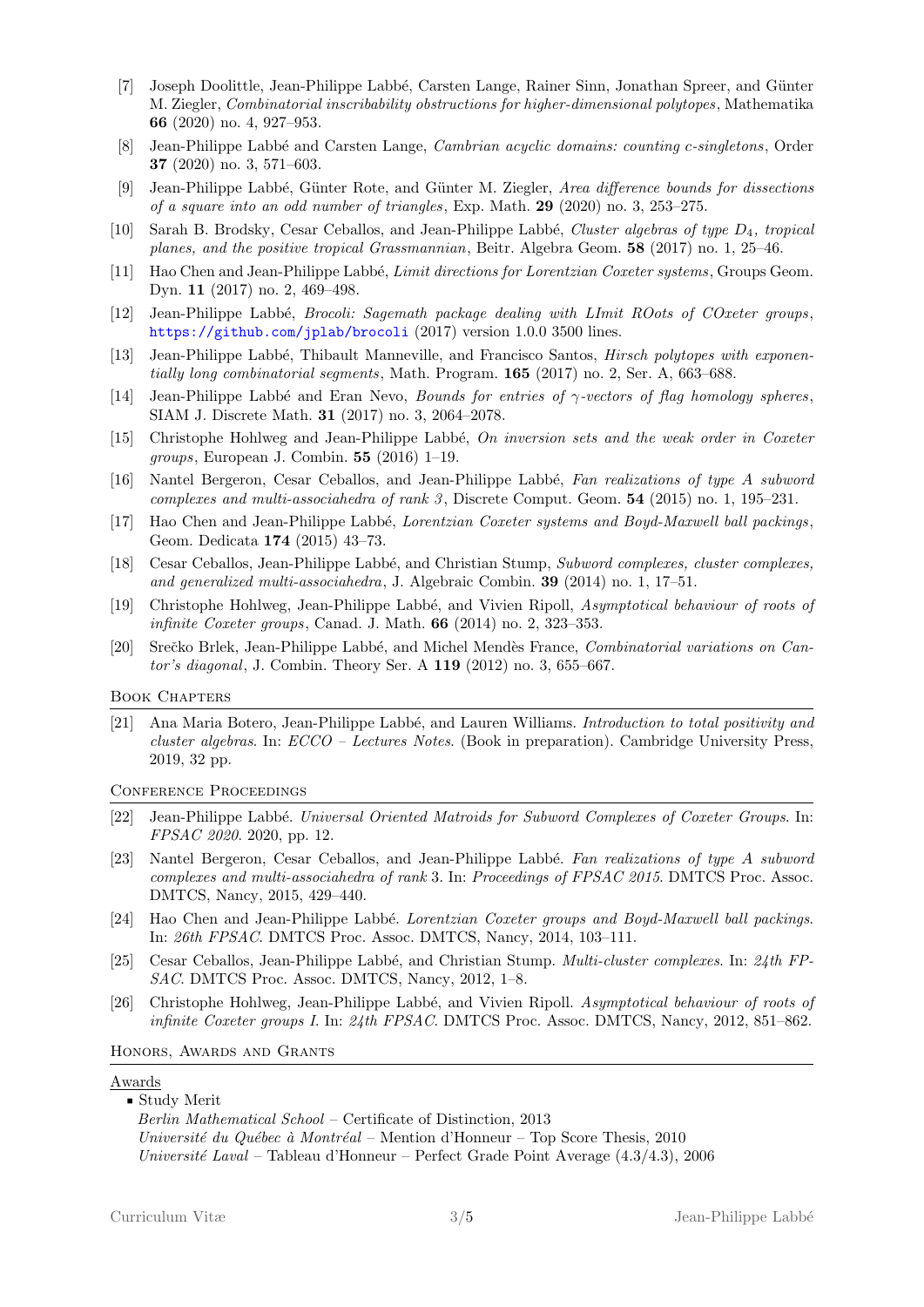[7] Joseph Doolittle, Jean-Philippe Labbé, Carsten Lange, Rainer Sinn, Jonathan Spreer, and Günter M. Ziegler, *Combinatorial inscribability obstructions for higher-dimensional polytopes*, Mathematika **66** (2020) no. 4, 927–953.

[8] Jean-Philippe Labbé and Carsten Lange, *Cambrian acyclic domains: counting c-singletons*, Order **37** (2020) no. 3, 571–603.

[9] Jean-Philippe Labbé, Günter Rote, and Günter M. Ziegler, *Area difference bounds for dissections of a square into an odd number of triangles*, Exp. Math. **29** (2020) no. 3, 253–275.

[10] Sarah B. Brodsky, Cesar Ceballos, and Jean-Philippe Labbé, *Cluster algebras of type $D_4$, tropical planes, and the positive tropical Grassmannian*, Beitr. Algebra Geom. **58** (2017) no. 1, 25–46.

[11] Hao Chen and Jean-Philippe Labbé, *Limit directions for Lorentzian Coxeter systems*, Groups Geom. Dyn. **11** (2017) no. 2, 469–498.

[12] Jean-Philippe Labbé, *Brocoli: Sagemath package dealing with LImit ROots of COxeter groups*, https://github.com/jplab/brocoli (2017) version 1.0.0 3500 lines.

[13] Jean-Philippe Labbé, Thibault Manneville, and Francisco Santos, *Hirsch polytopes with exponentially long combinatorial segments*, Math. Program. **165** (2017) no. 2, Ser. A, 663–688.

[14] Jean-Philippe Labbé and Eran Nevo, *Bounds for entries of $\gamma$-vectors of flag homology spheres*, SIAM J. Discrete Math. **31** (2017) no. 3, 2064–2078.

[15] Christophe Hohlweg and Jean-Philippe Labbé, *On inversion sets and the weak order in Coxeter groups*, European J. Combin. **55** (2016) 1–19.

[16] Nantel Bergeron, Cesar Ceballos, and Jean-Philippe Labbé, *Fan realizations of type A subword complexes and multi-associahedra of rank 3*, Discrete Comput. Geom. **54** (2015) no. 1, 195–231.

[17] Hao Chen and Jean-Philippe Labbé, *Lorentzian Coxeter systems and Boyd-Maxwell ball packings*, Geom. Dedicata **174** (2015) 43–73.

[18] Cesar Ceballos, Jean-Philippe Labbé, and Christian Stump, *Subword complexes, cluster complexes, and generalized multi-associahedra*, J. Algebraic Combin. **39** (2014) no. 1, 17–51.

[19] Christophe Hohlweg, Jean-Philippe Labbé, and Vivien Ripoll, *Asymptotical behaviour of roots of infinite Coxeter groups*, Canad. J. Math. **66** (2014) no. 2, 323–353.

[20] Srečko Brlek, Jean-Philippe Labbé, and Michel Mendès France, *Combinatorial variations on Cantor's diagonal*, J. Combin. Theory Ser. A **119** (2012) no. 3, 655–667.

## Book Chapters

[21] Ana Maria Botero, Jean-Philippe Labbé, and Lauren Williams. *Introduction to total positivity and cluster algebras*. In: *ECCO – Lectures Notes*. (Book in preparation). Cambridge University Press, 2019, 32 pp.

## Conference Proceedings

[22] Jean-Philippe Labbé. *Universal Oriented Matroids for Subword Complexes of Coxeter Groups*. In: *FPSAC 2020*. 2020, pp. 12.

[23] Nantel Bergeron, Cesar Ceballos, and Jean-Philippe Labbé. *Fan realizations of type A subword complexes and multi-associahedra of rank* 3. In: *Proceedings of FPSAC 2015.* DMTCS Proc. Assoc. DMTCS, Nancy, 2015, 429–440.

[24] Hao Chen and Jean-Philippe Labbé. *Lorentzian Coxeter groups and Boyd-Maxwell ball packings*. In: *26th FPSAC*. DMTCS Proc. Assoc. DMTCS, Nancy, 2014, 103–111.

[25] Cesar Ceballos, Jean-Philippe Labbé, and Christian Stump. *Multi-cluster complexes*. In: *24th FPSAC*. DMTCS Proc. Assoc. DMTCS, Nancy, 2012, 1–8.

[26] Christophe Hohlweg, Jean-Philippe Labbé, and Vivien Ripoll. *Asymptotical behaviour of roots of infinite Coxeter groups I*. In: *24th FPSAC*. DMTCS Proc. Assoc. DMTCS, Nancy, 2012, 851–862.

## Honors, Awards and Grants

### Awards

- Study Merit
  *Berlin Mathematical School* – Certificate of Distinction, 2013
  *Université du Québec à Montréal* – Mention d'Honneur – Top Score Thesis, 2010
  *Université Laval* – Tableau d'Honneur – Perfect Grade Point Average (4.3/4.3), 2006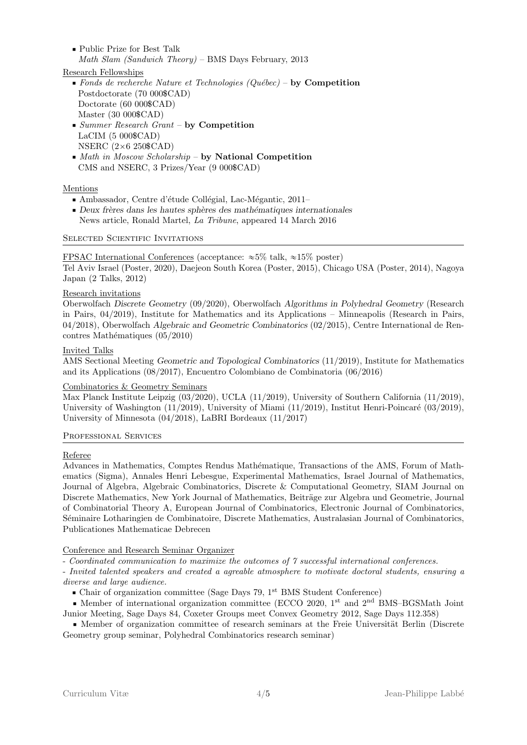- Public Prize for Best Talk
  *Math Slam (Sandwich Theory)* – BMS Days February, 2013

Research Fellowships

- *Fonds de recherche Nature et Technologies (Québec)* – **by Competition**
  Postdoctorate (70 000$CAD)
  Doctorate (60 000$CAD)
  Master (30 000$CAD)
- *Summer Research Grant* – **by Competition**
  LaCIM (5 000$CAD)
  NSERC (2×6 250$CAD)
- *Math in Moscow Scholarship* – **by National Competition**
  CMS and NSERC, 3 Prizes/Year (9 000$CAD)

Mentions

- Ambassador, Centre d'étude Collégial, Lac-Mégantic, 2011–
- *Deux frères dans les hautes sphères des mathématiques internationales*
  News article, Ronald Martel, *La Tribune*, appeared 14 March 2016

## Selected Scientific Invitations

FPSAC International Conferences (acceptance: ≈5% talk, ≈15% poster)
Tel Aviv Israel (Poster, 2020), Daejeon South Korea (Poster, 2015), Chicago USA (Poster, 2014), Nagoya Japan (2 Talks, 2012)

Research invitations
Oberwolfach *Discrete Geometry* (09/2020), Oberwolfach *Algorithms in Polyhedral Geometry* (Research in Pairs, 04/2019), Institute for Mathematics and its Applications – Minneapolis (Research in Pairs, 04/2018), Oberwolfach *Algebraic and Geometric Combinatorics* (02/2015), Centre International de Rencontres Mathématiques (05/2010)

Invited Talks
AMS Sectional Meeting *Geometric and Topological Combinatorics* (11/2019), Institute for Mathematics and its Applications (08/2017), Encuentro Colombiano de Combinatoria (06/2016)

Combinatorics & Geometry Seminars
Max Planck Institute Leipzig (03/2020), UCLA (11/2019), University of Southern California (11/2019), University of Washington (11/2019), University of Miami (11/2019), Institut Henri-Poincaré (03/2019), University of Minnesota (04/2018), LaBRI Bordeaux (11/2017)

## Professional Services

Referee
Advances in Mathematics, Comptes Rendus Mathématique, Transactions of the AMS, Forum of Mathematics (Sigma), Annales Henri Lebesgue, Experimental Mathematics, Israel Journal of Mathematics, Journal of Algebra, Algebraic Combinatorics, Discrete & Computational Geometry, SIAM Journal on Discrete Mathematics, New York Journal of Mathematics, Beiträge zur Algebra und Geometrie, Journal of Combinatorial Theory A, European Journal of Combinatorics, Electronic Journal of Combinatorics, Séminaire Lotharingien de Combinatoire, Discrete Mathematics, Australasian Journal of Combinatorics, Publicationes Mathematicae Debrecen

Conference and Research Seminar Organizer

*- Coordinated communication to maximize the outcomes of 7 successful international conferences.*

*- Invited talented speakers and created a agreable atmosphere to motivate doctoral students, ensuring a diverse and large audience.*

- Chair of organization committee (Sage Days 79, 1st BMS Student Conference)
- Member of international organization committee (ECCO 2020, 1st and 2nd BMS–BGSMath Joint Junior Meeting, Sage Days 84, Coxeter Groups meet Convex Geometry 2012, Sage Days 112.358)
- Member of organization committee of research seminars at the Freie Universität Berlin (Discrete Geometry group seminar, Polyhedral Combinatorics research seminar)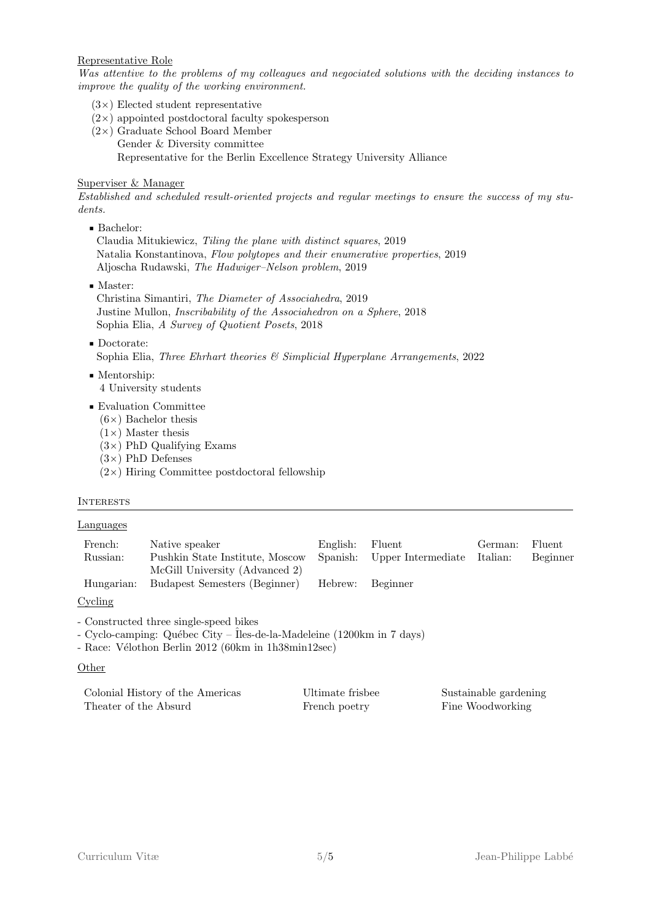Representative Role

*Was attentive to the problems of my colleagues and negociated solutions with the deciding instances to improve the quality of the working environment.*

- (3×) Elected student representative
- (2×) appointed postdoctoral faculty spokesperson
- (2×) Graduate School Board Member
  Gender & Diversity committee
  Representative for the Berlin Excellence Strategy University Alliance

Superviser & Manager

*Established and scheduled result-oriented projects and regular meetings to ensure the success of my students.*

- Bachelor:
  Claudia Mitukiewicz, *Tiling the plane with distinct squares*, 2019
  Natalia Konstantinova, *Flow polytopes and their enumerative properties*, 2019
  Aljoscha Rudawski, *The Hadwiger–Nelson problem*, 2019
- Master:
  Christina Simantiri, *The Diameter of Associahedra*, 2019
  Justine Mullon, *Inscribability of the Associahedron on a Sphere*, 2018
  Sophia Elia, *A Survey of Quotient Posets*, 2018
- Doctorate:
  Sophia Elia, *Three Ehrhart theories & Simplicial Hyperplane Arrangements*, 2022
- Mentorship:
  4 University students
- Evaluation Committee
  (6×) Bachelor thesis
  (1×) Master thesis
  (3×) PhD Qualifying Exams
  (3×) PhD Defenses
  (2×) Hiring Committee postdoctoral fellowship

## Interests

Languages

| | | | | | |
|---|---|---|---|---|---|
| French: | Native speaker | English: | Fluent | German: | Fluent |
| Russian: | Pushkin State Institute, Moscow<br>McGill University (Advanced 2) | Spanish: | Upper Intermediate | Italian: | Beginner |
| Hungarian: | Budapest Semesters (Beginner) | Hebrew: | Beginner | | |

Cycling

- Constructed three single-speed bikes
- Cyclo-camping: Québec City – Îles-de-la-Madeleine (1200km in 7 days)
- Race: Vélothon Berlin 2012 (60km in 1h38min12sec)

Other

| | | |
|---|---|---|
| Colonial History of the Americas | Ultimate frisbee | Sustainable gardening |
| Theater of the Absurd | French poetry | Fine Woodworking |